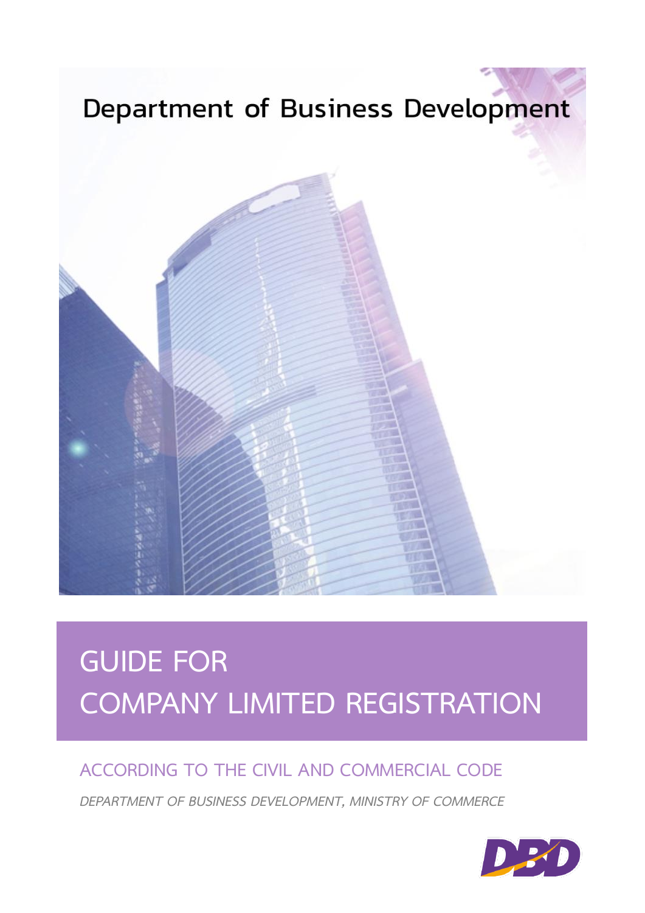Department of Business Development

# GUIDE FOR COMPANY LIMITED REGISTRATION

## ACCORDING TO THE CIVIL AND COMMERCIAL CODE

*DEPARTMENT OF BUSINESS DEVELOPMENT, MINISTRY OF COMMERCE*

DBD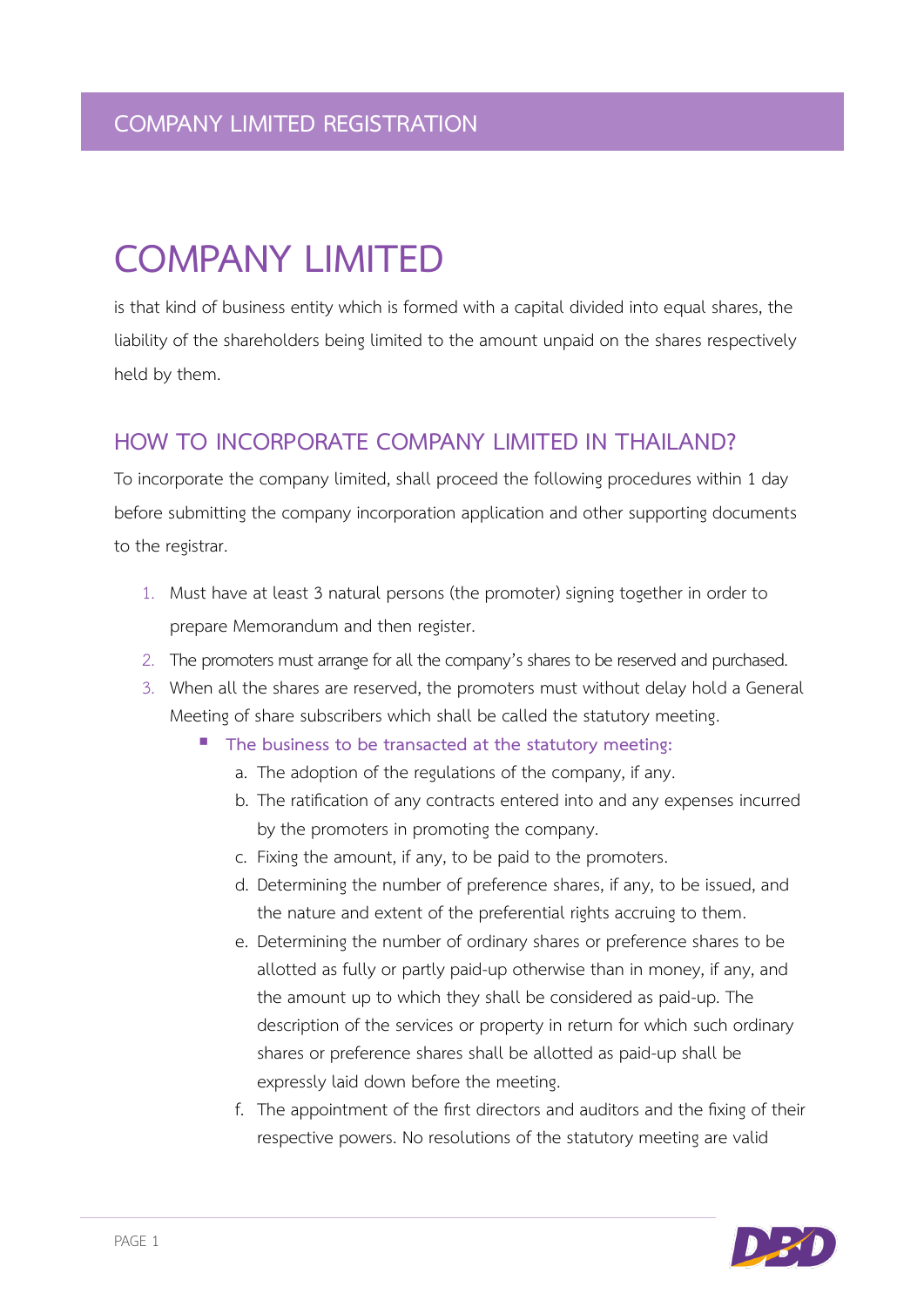# COMPANY LIMITED

is that kind of business entity which is formed with a capital divided into equal shares, the liability of the shareholders being limited to the amount unpaid on the shares respectively held by them.

## HOW TO INCORPORATE COMPANY LIMITED IN THAILAND?

To incorporate the company limited, shall proceed the following procedures within 1 day before submitting the company incorporation application and other supporting documents to the registrar.

1. Must have at least 3 natural persons (the promoter) signing together in order to prepare Memorandum and then register.
2. The promoters must arrange for all the company's shares to be reserved and purchased.
3. When all the shares are reserved, the promoters must without delay hold a General Meeting of share subscribers which shall be called the statutory meeting.
   - **The business to be transacted at the statutory meeting:**
     a. The adoption of the regulations of the company, if any.
     b. The ratification of any contracts entered into and any expenses incurred by the promoters in promoting the company.
     c. Fixing the amount, if any, to be paid to the promoters.
     d. Determining the number of preference shares, if any, to be issued, and the nature and extent of the preferential rights accruing to them.
     e. Determining the number of ordinary shares or preference shares to be allotted as fully or partly paid-up otherwise than in money, if any, and the amount up to which they shall be considered as paid-up. The description of the services or property in return for which such ordinary shares or preference shares shall be allotted as paid-up shall be expressly laid down before the meeting.
     f. The appointment of the first directors and auditors and the fixing of their respective powers. No resolutions of the statutory meeting are valid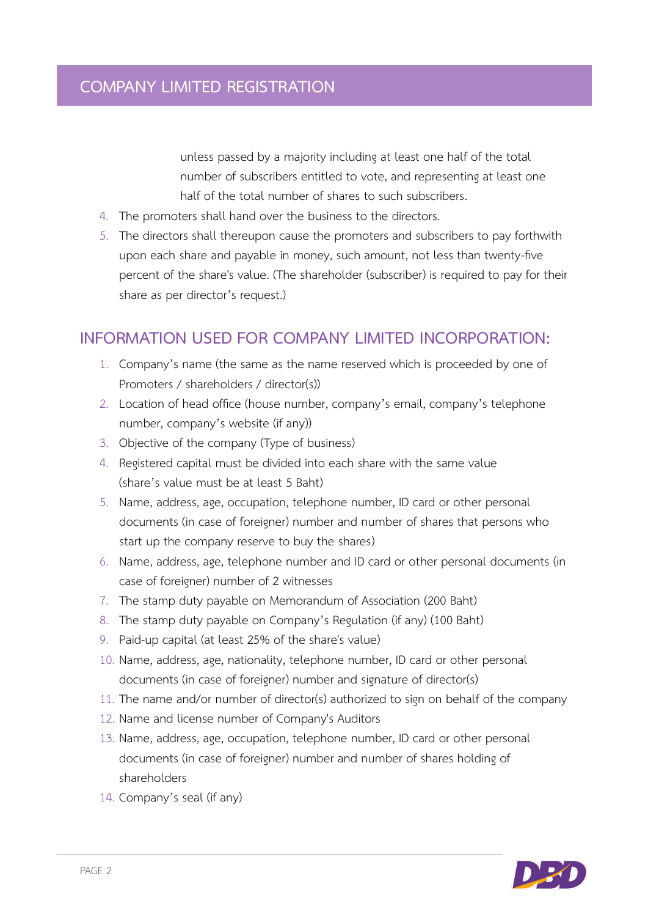unless passed by a majority including at least one half of the total number of subscribers entitled to vote, and representing at least one half of the total number of shares to such subscribers.

4. The promoters shall hand over the business to the directors.
5. The directors shall thereupon cause the promoters and subscribers to pay forthwith upon each share and payable in money, such amount, not less than twenty-five percent of the share's value. (The shareholder (subscriber) is required to pay for their share as per director's request.)

## INFORMATION USED FOR COMPANY LIMITED INCORPORATION:

1. Company's name (the same as the name reserved which is proceeded by one of Promoters / shareholders / director(s))
2. Location of head office (house number, company's email, company's telephone number, company's website (if any))
3. Objective of the company (Type of business)
4. Registered capital must be divided into each share with the same value (share's value must be at least 5 Baht)
5. Name, address, age, occupation, telephone number, ID card or other personal documents (in case of foreigner) number and number of shares that persons who start up the company reserve to buy the shares)
6. Name, address, age, telephone number and ID card or other personal documents (in case of foreigner) number of 2 witnesses
7. The stamp duty payable on Memorandum of Association (200 Baht)
8. The stamp duty payable on Company's Regulation (if any) (100 Baht)
9. Paid-up capital (at least 25% of the share's value)
10. Name, address, age, nationality, telephone number, ID card or other personal documents (in case of foreigner) number and signature of director(s)
11. The name and/or number of director(s) authorized to sign on behalf of the company
12. Name and license number of Company's Auditors
13. Name, address, age, occupation, telephone number, ID card or other personal documents (in case of foreigner) number and number of shares holding of shareholders
14. Company's seal (if any)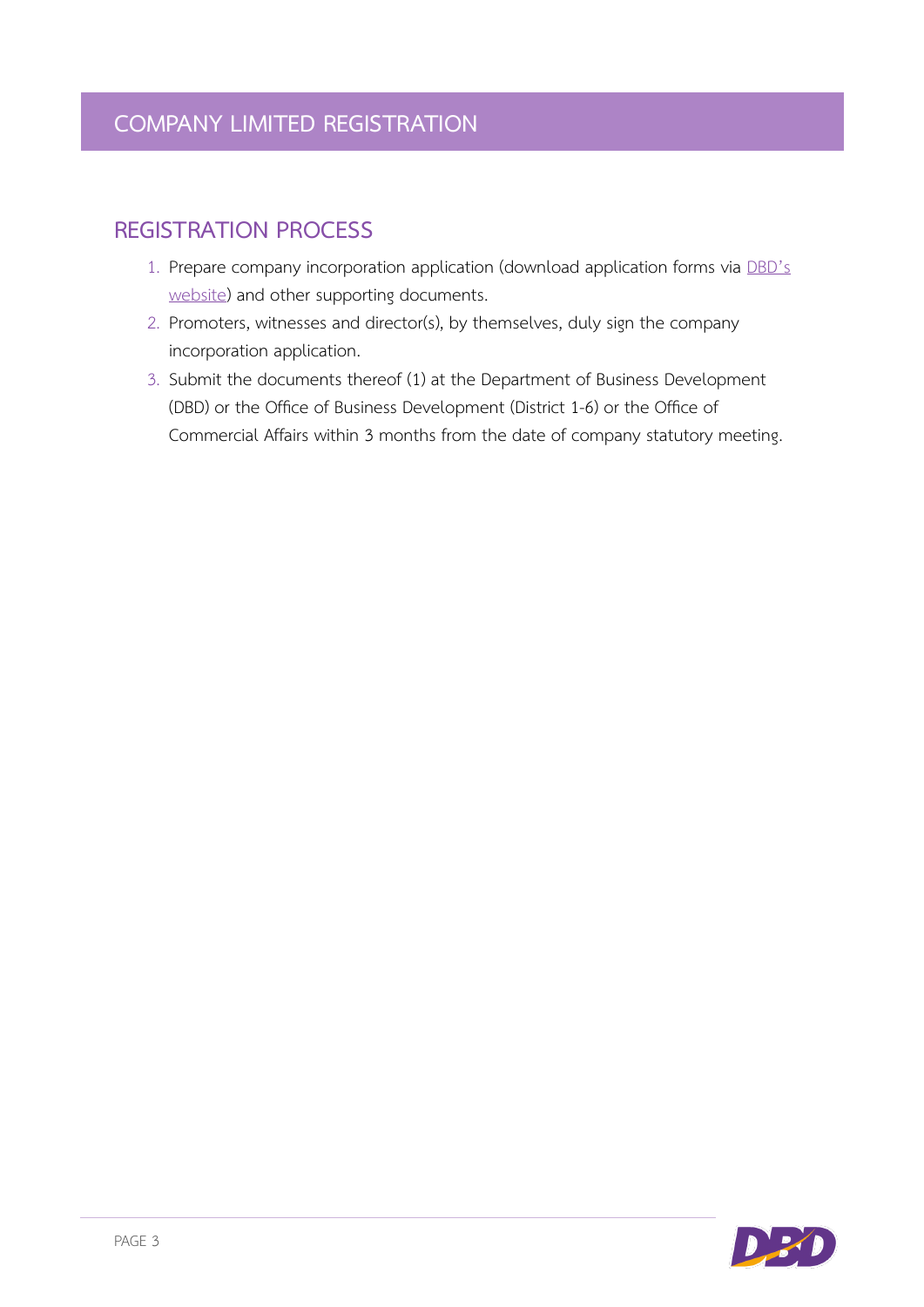# COMPANY LIMITED REGISTRATION

## REGISTRATION PROCESS

1. Prepare company incorporation application (download application forms via DBD's website) and other supporting documents.
2. Promoters, witnesses and director(s), by themselves, duly sign the company incorporation application.
3. Submit the documents thereof (1) at the Department of Business Development (DBD) or the Office of Business Development (District 1-6) or the Office of Commercial Affairs within 3 months from the date of company statutory meeting.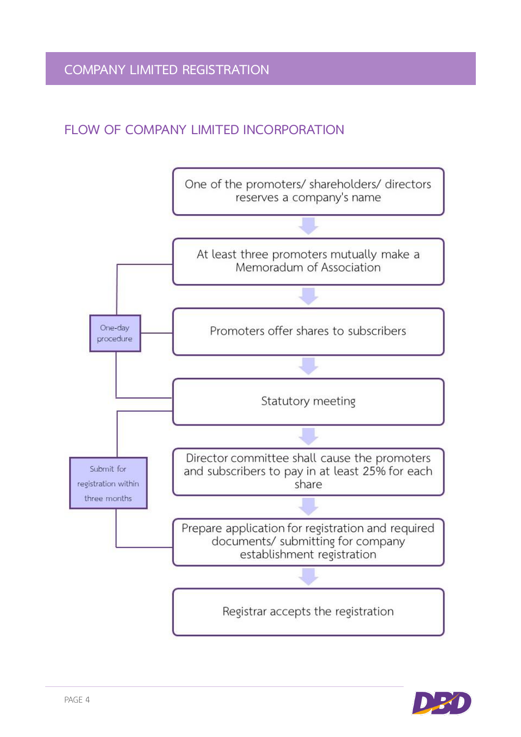# COMPANY LIMITED REGISTRATION

## FLOW OF COMPANY LIMITED INCORPORATION

1. One of the promoters/ shareholders/ directors reserves a company's name
2. At least three promoters mutually make a Memoradum of Association
3. Promoters offer shares to subscribers
4. Statutory meeting
5. Director committee shall cause the promoters and subscribers to pay in at least 25% for each share
6. Prepare application for registration and required documents/ submitting for company establishment registration
7. Registrar accepts the registration

**One-day procedure** (steps 2–4)

**Submit for registration within three months** (steps 4–6)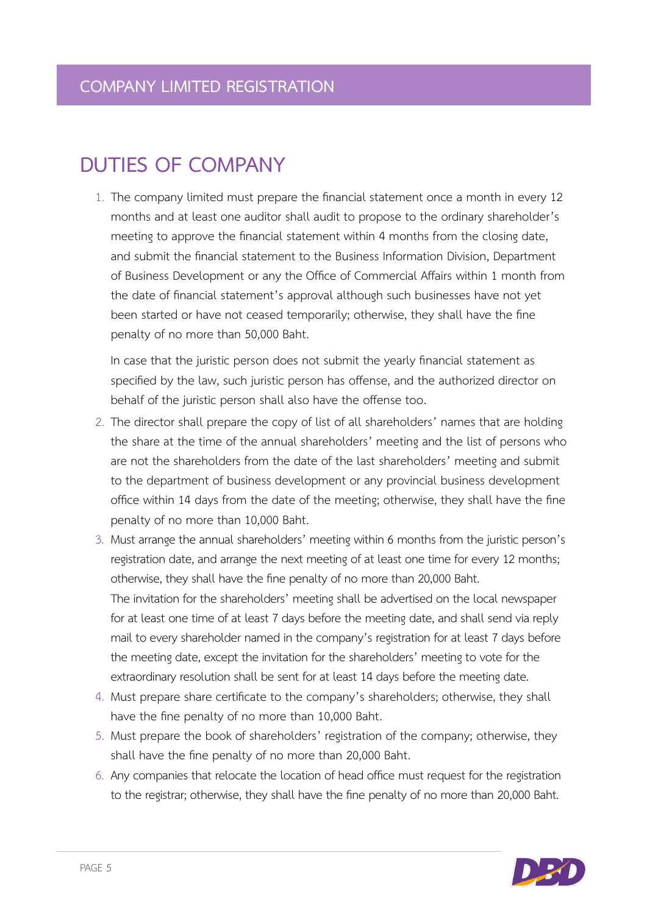## DUTIES OF COMPANY

1. The company limited must prepare the financial statement once a month in every 12 months and at least one auditor shall audit to propose to the ordinary shareholder's meeting to approve the financial statement within 4 months from the closing date, and submit the financial statement to the Business Information Division, Department of Business Development or any the Office of Commercial Affairs within 1 month from the date of financial statement's approval although such businesses have not yet been started or have not ceased temporarily; otherwise, they shall have the fine penalty of no more than 50,000 Baht.

   In case that the juristic person does not submit the yearly financial statement as specified by the law, such juristic person has offense, and the authorized director on behalf of the juristic person shall also have the offense too.

2. The director shall prepare the copy of list of all shareholders' names that are holding the share at the time of the annual shareholders' meeting and the list of persons who are not the shareholders from the date of the last shareholders' meeting and submit to the department of business development or any provincial business development office within 14 days from the date of the meeting; otherwise, they shall have the fine penalty of no more than 10,000 Baht.
3. Must arrange the annual shareholders' meeting within 6 months from the juristic person's registration date, and arrange the next meeting of at least one time for every 12 months; otherwise, they shall have the fine penalty of no more than 20,000 Baht.
   The invitation for the shareholders' meeting shall be advertised on the local newspaper for at least one time of at least 7 days before the meeting date, and shall send via reply mail to every shareholder named in the company's registration for at least 7 days before the meeting date, except the invitation for the shareholders' meeting to vote for the extraordinary resolution shall be sent for at least 14 days before the meeting date.
4. Must prepare share certificate to the company's shareholders; otherwise, they shall have the fine penalty of no more than 10,000 Baht.
5. Must prepare the book of shareholders' registration of the company; otherwise, they shall have the fine penalty of no more than 20,000 Baht.
6. Any companies that relocate the location of head office must request for the registration to the registrar; otherwise, they shall have the fine penalty of no more than 20,000 Baht.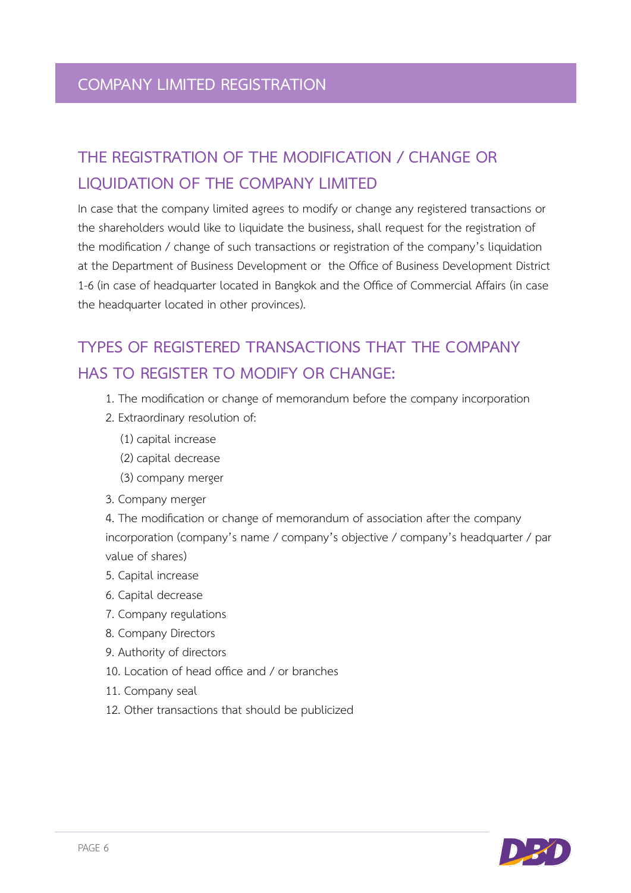# COMPANY LIMITED REGISTRATION

## THE REGISTRATION OF THE MODIFICATION / CHANGE OR LIQUIDATION OF THE COMPANY LIMITED

In case that the company limited agrees to modify or change any registered transactions or the shareholders would like to liquidate the business, shall request for the registration of the modification / change of such transactions or registration of the company's liquidation at the Department of Business Development or the Office of Business Development District 1-6 (in case of headquarter located in Bangkok and the Office of Commercial Affairs (in case the headquarter located in other provinces).

## TYPES OF REGISTERED TRANSACTIONS THAT THE COMPANY HAS TO REGISTER TO MODIFY OR CHANGE:

1. The modification or change of memorandum before the company incorporation
2. Extraordinary resolution of:
   (1) capital increase
   (2) capital decrease
   (3) company merger
3. Company merger
4. The modification or change of memorandum of association after the company incorporation (company's name / company's objective / company's headquarter / par value of shares)
5. Capital increase
6. Capital decrease
7. Company regulations
8. Company Directors
9. Authority of directors
10. Location of head office and / or branches
11. Company seal
12. Other transactions that should be publicized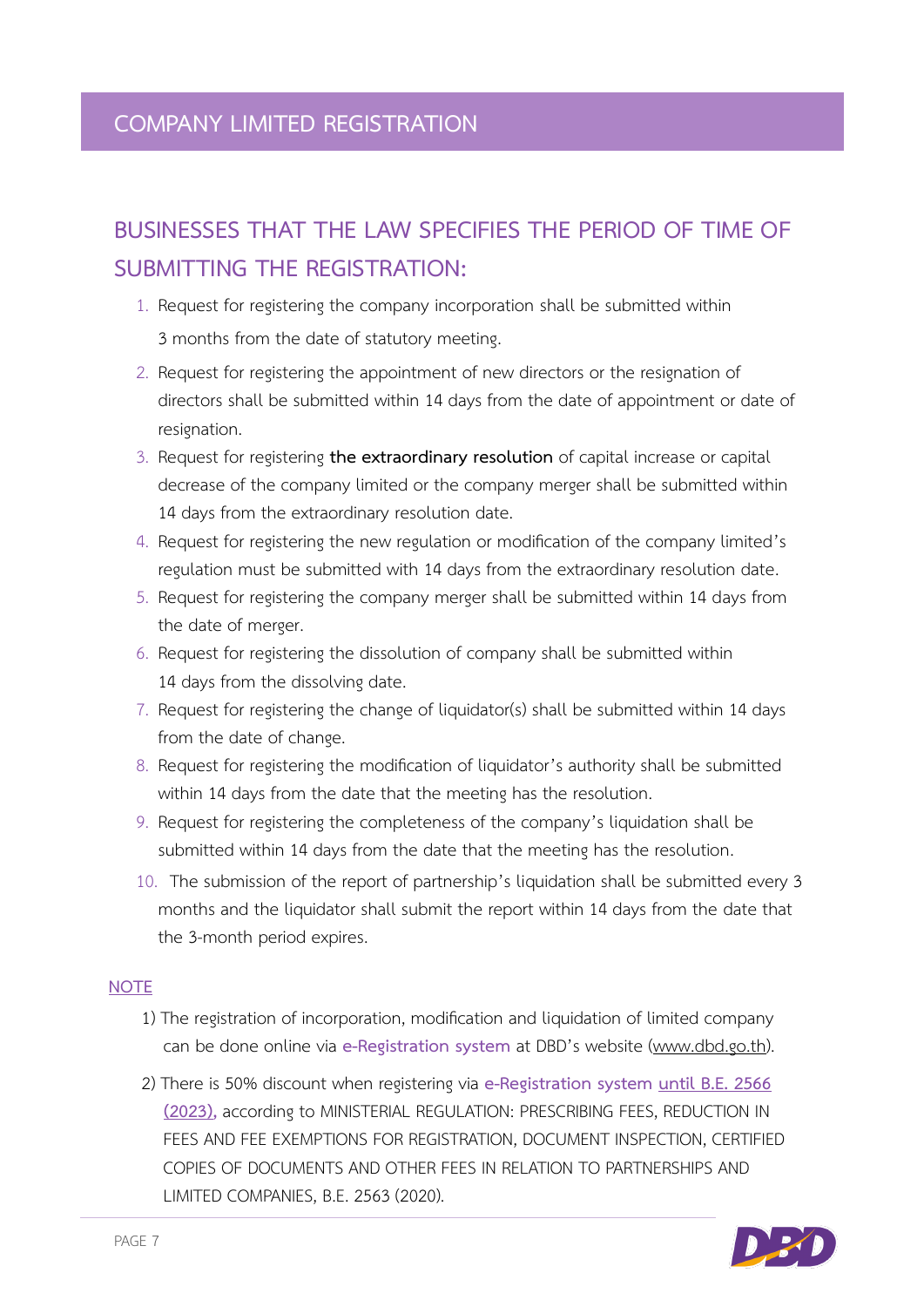# COMPANY LIMITED REGISTRATION

## BUSINESSES THAT THE LAW SPECIFIES THE PERIOD OF TIME OF SUBMITTING THE REGISTRATION:

1. Request for registering the company incorporation shall be submitted within 3 months from the date of statutory meeting.
2. Request for registering the appointment of new directors or the resignation of directors shall be submitted within 14 days from the date of appointment or date of resignation.
3. Request for registering **the extraordinary resolution** of capital increase or capital decrease of the company limited or the company merger shall be submitted within 14 days from the extraordinary resolution date.
4. Request for registering the new regulation or modification of the company limited's regulation must be submitted with 14 days from the extraordinary resolution date.
5. Request for registering the company merger shall be submitted within 14 days from the date of merger.
6. Request for registering the dissolution of company shall be submitted within 14 days from the dissolving date.
7. Request for registering the change of liquidator(s) shall be submitted within 14 days from the date of change.
8. Request for registering the modification of liquidator's authority shall be submitted within 14 days from the date that the meeting has the resolution.
9. Request for registering the completeness of the company's liquidation shall be submitted within 14 days from the date that the meeting has the resolution.
10. The submission of the report of partnership's liquidation shall be submitted every 3 months and the liquidator shall submit the report within 14 days from the date that the 3-month period expires.

**NOTE**

1) The registration of incorporation, modification and liquidation of limited company can be done online via e-Registration system at DBD's website (www.dbd.go.th).

2) There is 50% discount when registering via e-Registration system until B.E. 2566 (2023), according to MINISTERIAL REGULATION: PRESCRIBING FEES, REDUCTION IN FEES AND FEE EXEMPTIONS FOR REGISTRATION, DOCUMENT INSPECTION, CERTIFIED COPIES OF DOCUMENTS AND OTHER FEES IN RELATION TO PARTNERSHIPS AND LIMITED COMPANIES, B.E. 2563 (2020).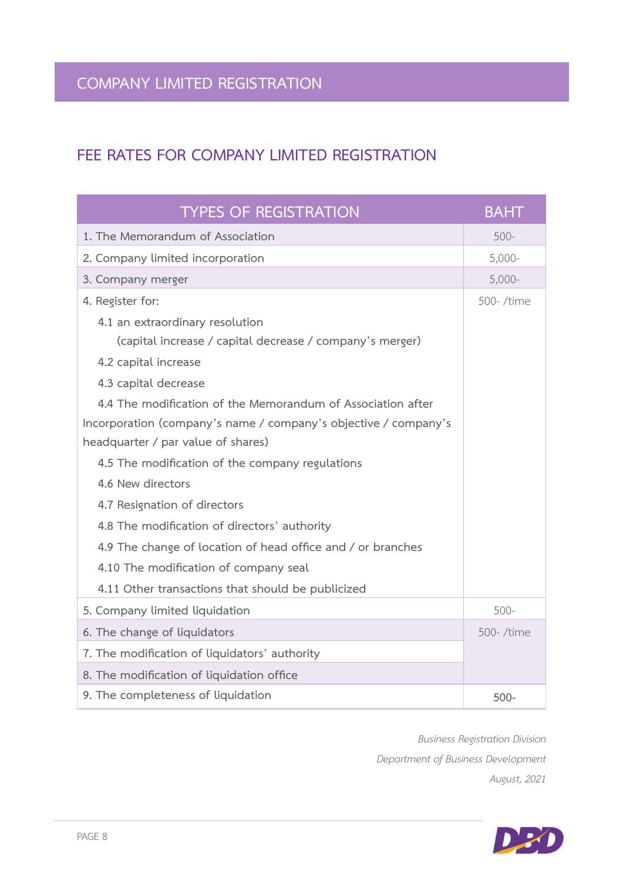## COMPANY LIMITED REGISTRATION

### FEE RATES FOR COMPANY LIMITED REGISTRATION

| TYPES OF REGISTRATION | BAHT |
|---|---|
| 1. The Memorandum of Association | 500- |
| 2. Company limited incorporation | 5,000- |
| 3. Company merger | 5,000- |
| 4. Register for:<br>4.1 an extraordinary resolution (capital increase / capital decrease / company's merger)<br>4.2 capital increase<br>4.3 capital decrease<br>4.4 The modification of the Memorandum of Association after Incorporation (company's name / company's objective / company's headquarter / par value of shares)<br>4.5 The modification of the company regulations<br>4.6 New directors<br>4.7 Resignation of directors<br>4.8 The modification of directors' authority<br>4.9 The change of location of head office and / or branches<br>4.10 The modification of company seal<br>4.11 Other transactions that should be publicized | 500- /time |
| 5. Company limited liquidation | 500- |
| 6. The change of liquidators | 500- /time |
| 7. The modification of liquidators' authority | |
| 8. The modification of liquidation office | |
| 9. The completeness of liquidation | 500- |

*Business Registration Division*

*Department of Business Development*

*August, 2021*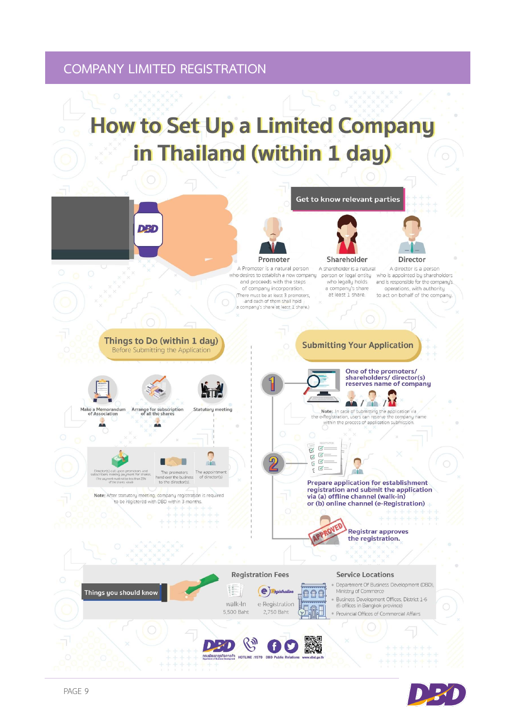## COMPANY LIMITED REGISTRATION

# How to Set Up a Limited Company in Thailand (within 1 day)

### Get to know relevant parties

**Promoter**
A Promoter is a natural person who desires to establish a new company and proceeds with the steps of company incorporation. (There must be at least 3 promoters, and each of them shall hold a company's share at least 1 share.)

**Shareholder**
A shareholder is a natural person or legal entity who legally holds a company's share at least 1 share.

**Director**
A director is a person who is appointed by shareholders and is responsible for the company's operations, with authority to act on behalf of the company.

### Things to Do (within 1 day)
Before Submitting the Application

- Make a Memorandum of Association
- Arrange for subscription of all the shares
- Statutory meeting
  - Director(s) call upon promoters and subscribers making payment for shares (The payment must not be less than 25% of the shares value)
  - The promoters hand over the business to the director(s).
  - The appointment of director(s)

**Note:** After statutory meeting, company registration is required to be registered with DBD within 3 months.

### Submitting Your Application

1. One of the promoters/ shareholders/ director(s) reserves name of company

   **Note:** In case of submitting the application via the e-Registration, users can reserve the company name within the process of application submission.

2. Prepare application for establishment registration and submit the application via (a) offline channel (walk-in) or (b) online channel (e-Registration)

APPROVED — Registrar approves the registration.

### Things you should know

**Registration Fees**

- walk-In: 5,500 Baht
- e Registration: 2,750 Baht

**Service Locations**

- Department Of Business Development (DBD), Ministry of Commerce
- Business Development Offices, District 1-6 (6 offices in Bangkok province)
- Provincial Offices of Commercial Affairs

DBD HOTLINE :1570 DBD Public Relations www.dbd.go.th